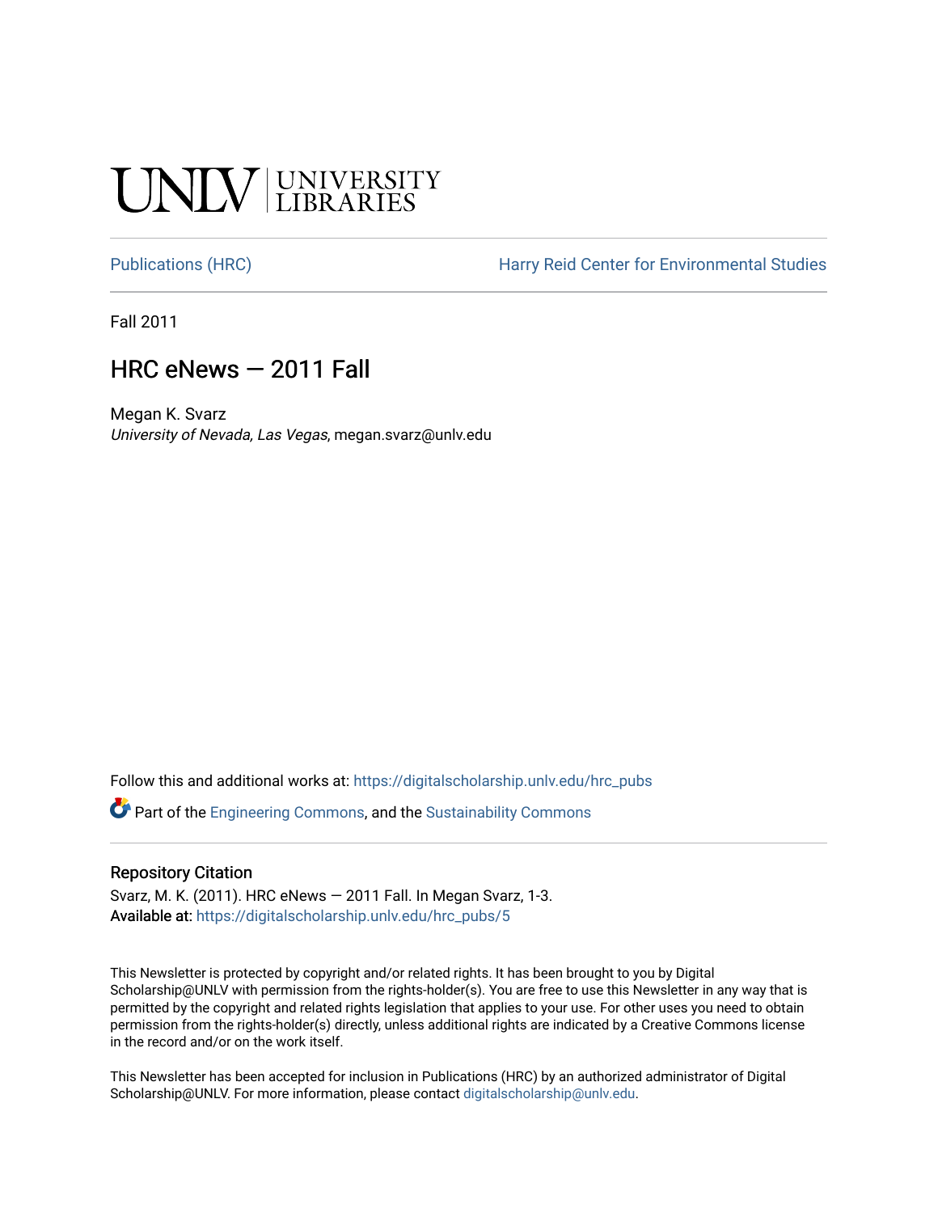UNLV | UNIVERSITY LIBRARIES

Publications (HRC) | Harry Reid Center for Environmental Studies

Fall 2011

# HRC eNews — 2011 Fall

Megan K. Svarz
*University of Nevada, Las Vegas*, megan.svarz@unlv.edu

Follow this and additional works at: https://digitalscholarship.unlv.edu/hrc_pubs

Part of the Engineering Commons, and the Sustainability Commons

## Repository Citation

Svarz, M. K. (2011). HRC eNews — 2011 Fall. In Megan Svarz, 1-3.
**Available at:** https://digitalscholarship.unlv.edu/hrc_pubs/5

This Newsletter is protected by copyright and/or related rights. It has been brought to you by Digital Scholarship@UNLV with permission from the rights-holder(s). You are free to use this Newsletter in any way that is permitted by the copyright and related rights legislation that applies to your use. For other uses you need to obtain permission from the rights-holder(s) directly, unless additional rights are indicated by a Creative Commons license in the record and/or on the work itself.

This Newsletter has been accepted for inclusion in Publications (HRC) by an authorized administrator of Digital Scholarship@UNLV. For more information, please contact digitalscholarship@unlv.edu.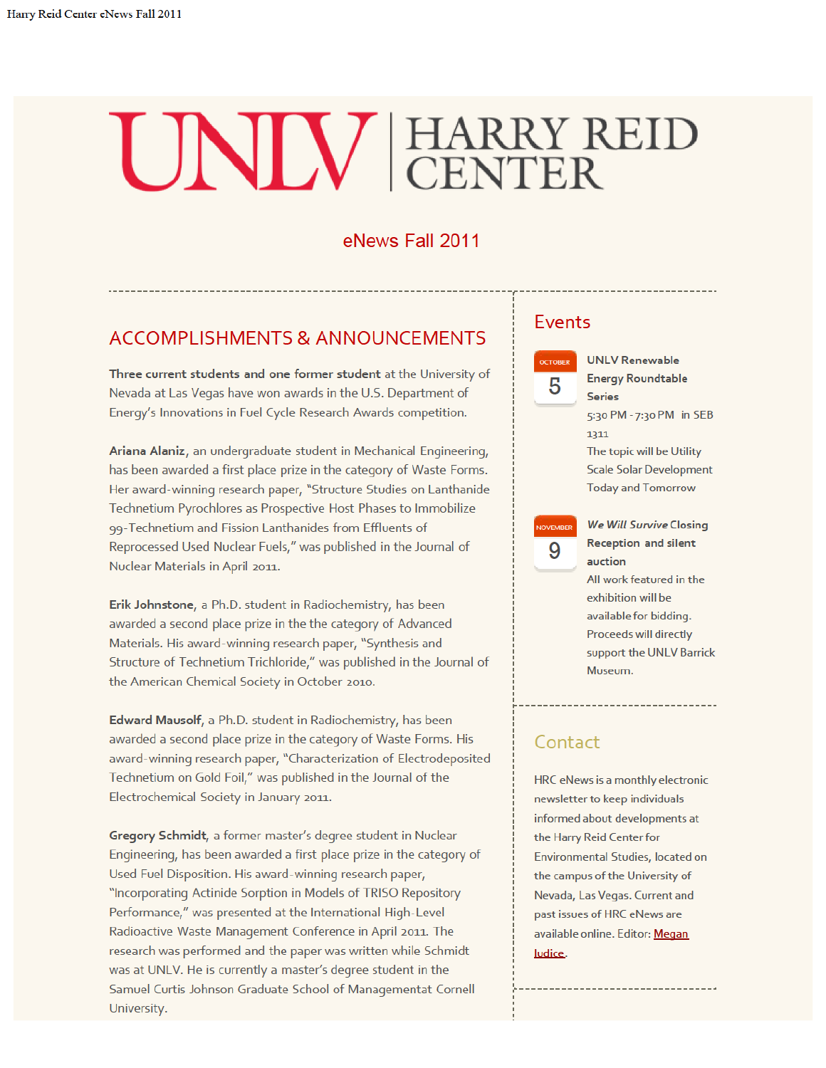# UNLV | HARRY REID CENTER

## eNews Fall 2011

## ACCOMPLISHMENTS & ANNOUNCEMENTS

**Three current students and one former student** at the University of Nevada at Las Vegas have won awards in the U.S. Department of Energy's Innovations in Fuel Cycle Research Awards competition.

**Ariana Alaniz**, an undergraduate student in Mechanical Engineering, has been awarded a first place prize in the category of Waste Forms. Her award-winning research paper, "Structure Studies on Lanthanide Technetium Pyrochlores as Prospective Host Phases to Immobilize 99-Technetium and Fission Lanthanides from Effluents of Reprocessed Used Nuclear Fuels," was published in the Journal of Nuclear Materials in April 2011.

**Erik Johnstone**, a Ph.D. student in Radiochemistry, has been awarded a second place prize in the the category of Advanced Materials. His award-winning research paper, "Synthesis and Structure of Technetium Trichloride," was published in the Journal of the American Chemical Society in October 2010.

**Edward Mausolf**, a Ph.D. student in Radiochemistry, has been awarded a second place prize in the category of Waste Forms. His award-winning research paper, "Characterization of Electrodeposited Technetium on Gold Foil," was published in the Journal of the Electrochemical Society in January 2011.

**Gregory Schmidt**, a former master's degree student in Nuclear Engineering, has been awarded a first place prize in the category of Used Fuel Disposition. His award-winning research paper, "Incorporating Actinide Sorption in Models of TRISO Repository Performance," was presented at the International High-Level Radioactive Waste Management Conference in April 2011. The research was performed and the paper was written while Schmidt was at UNLV. He is currently a master's degree student in the Samuel Curtis Johnson Graduate School of Managementat Cornell University.

## Events

**OCTOBER 5**

**UNLV Renewable Energy Roundtable Series**

5:30 PM - 7:30 PM in SEB 1311

The topic will be Utility Scale Solar Development Today and Tomorrow

**NOVEMBER 9**

***We Will Survive* Closing Reception and silent auction**

All work featured in the exhibition will be available for bidding. Proceeds will directly support the UNLV Barrick Museum.

## Contact

HRC eNews is a monthly electronic newsletter to keep individuals informed about developments at the Harry Reid Center for Environmental Studies, located on the campus of the University of Nevada, Las Vegas. Current and past issues of HRC eNews are available online. Editor: Megan Iudice.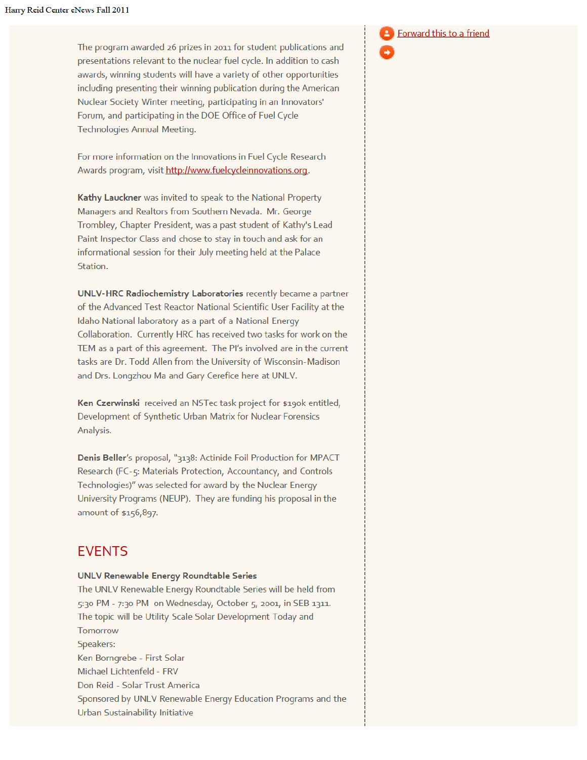The program awarded 26 prizes in 2011 for student publications and presentations relevant to the nuclear fuel cycle. In addition to cash awards, winning students will have a variety of other opportunities including presenting their winning publication during the American Nuclear Society Winter meeting, participating in an Innovators' Forum, and participating in the DOE Office of Fuel Cycle Technologies Annual Meeting.

For more information on the Innovations in Fuel Cycle Research Awards program, visit http://www.fuelcycleinnovations.org.

**Kathy Lauckner** was invited to speak to the National Property Managers and Realtors from Southern Nevada. Mr. George Trombley, Chapter President, was a past student of Kathy's Lead Paint Inspector Class and chose to stay in touch and ask for an informational session for their July meeting held at the Palace Station.

**UNLV-HRC Radiochemistry Laboratories** recently became a partner of the Advanced Test Reactor National Scientific User Facility at the Idaho National laboratory as a part of a National Energy Collaboration. Currently HRC has received two tasks for work on the TEM as a part of this agreement. The PI's involved are in the current tasks are Dr. Todd Allen from the University of Wisconsin-Madison and Drs. Longzhou Ma and Gary Cerefice here at UNLV.

**Ken Czerwinski** received an NSTec task project for $190k entitled, Development of Synthetic Urban Matrix for Nuclear Forensics Analysis.

**Denis Beller**'s proposal, "3138: Actinide Foil Production for MPACT Research (FC-5: Materials Protection, Accountancy, and Controls Technologies)" was selected for award by the Nuclear Energy University Programs (NEUP). They are funding his proposal in the amount of $156,897.

## EVENTS

**UNLV Renewable Energy Roundtable Series**

The UNLV Renewable Energy Roundtable Series will be held from 5:30 PM - 7:30 PM on Wednesday, October 5, 2001, in SEB 1311. The topic will be Utility Scale Solar Development Today and Tomorrow

Speakers:

Ken Borngrebe - First Solar

Michael Lichtenfeld - FRV

Don Reid - Solar Trust America

Sponsored by UNLV Renewable Energy Education Programs and the Urban Sustainability Initiative

Forward this to a friend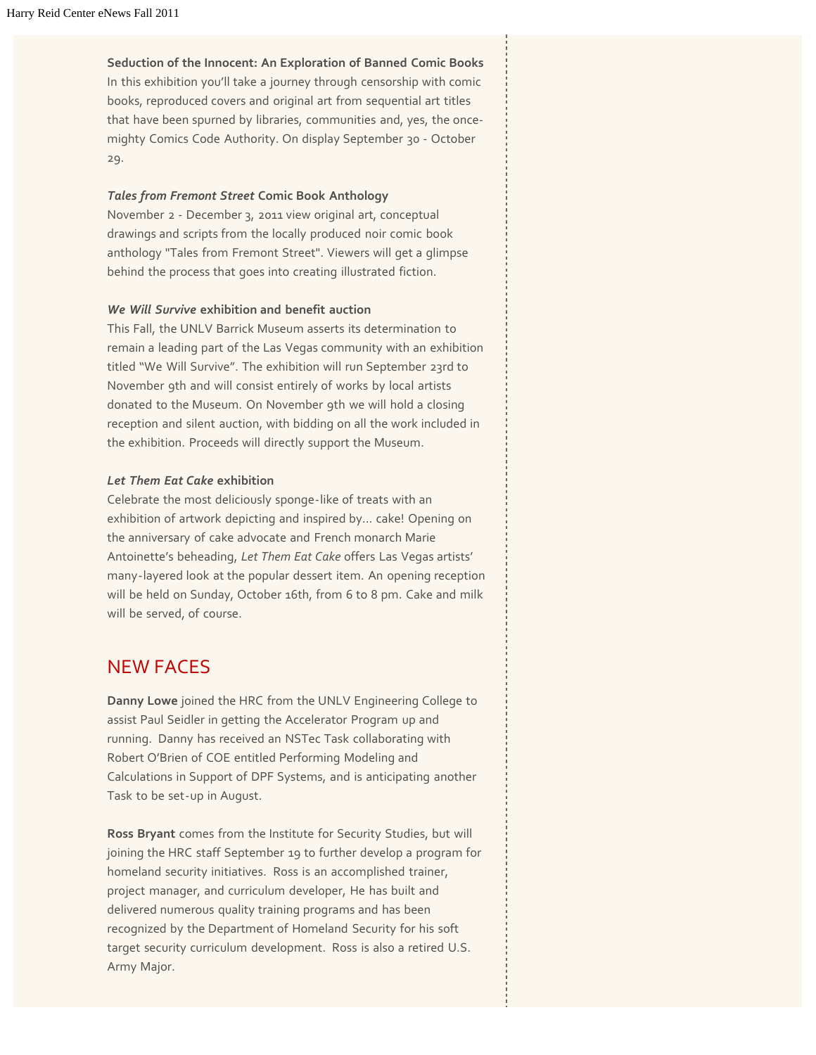**Seduction of the Innocent: An Exploration of Banned Comic Books**
In this exhibition you'll take a journey through censorship with comic books, reproduced covers and original art from sequential art titles that have been spurned by libraries, communities and, yes, the once-mighty Comics Code Authority. On display September 30 - October 29.

***Tales from Fremont Street* Comic Book Anthology**
November 2 - December 3, 2011 view original art, conceptual drawings and scripts from the locally produced noir comic book anthology "Tales from Fremont Street". Viewers will get a glimpse behind the process that goes into creating illustrated fiction.

***We Will Survive* exhibition and benefit auction**
This Fall, the UNLV Barrick Museum asserts its determination to remain a leading part of the Las Vegas community with an exhibition titled "We Will Survive". The exhibition will run September 23rd to November 9th and will consist entirely of works by local artists donated to the Museum. On November 9th we will hold a closing reception and silent auction, with bidding on all the work included in the exhibition. Proceeds will directly support the Museum.

***Let Them Eat Cake* exhibition**
Celebrate the most deliciously sponge-like of treats with an exhibition of artwork depicting and inspired by... cake! Opening on the anniversary of cake advocate and French monarch Marie Antoinette's beheading, *Let Them Eat Cake* offers Las Vegas artists' many-layered look at the popular dessert item. An opening reception will be held on Sunday, October 16th, from 6 to 8 pm. Cake and milk will be served, of course.

## NEW FACES

**Danny Lowe** joined the HRC from the UNLV Engineering College to assist Paul Seidler in getting the Accelerator Program up and running. Danny has received an NSTec Task collaborating with Robert O'Brien of COE entitled Performing Modeling and Calculations in Support of DPF Systems, and is anticipating another Task to be set-up in August.

**Ross Bryant** comes from the Institute for Security Studies, but will joining the HRC staff September 19 to further develop a program for homeland security initiatives. Ross is an accomplished trainer, project manager, and curriculum developer, He has built and delivered numerous quality training programs and has been recognized by the Department of Homeland Security for his soft target security curriculum development. Ross is also a retired U.S. Army Major.